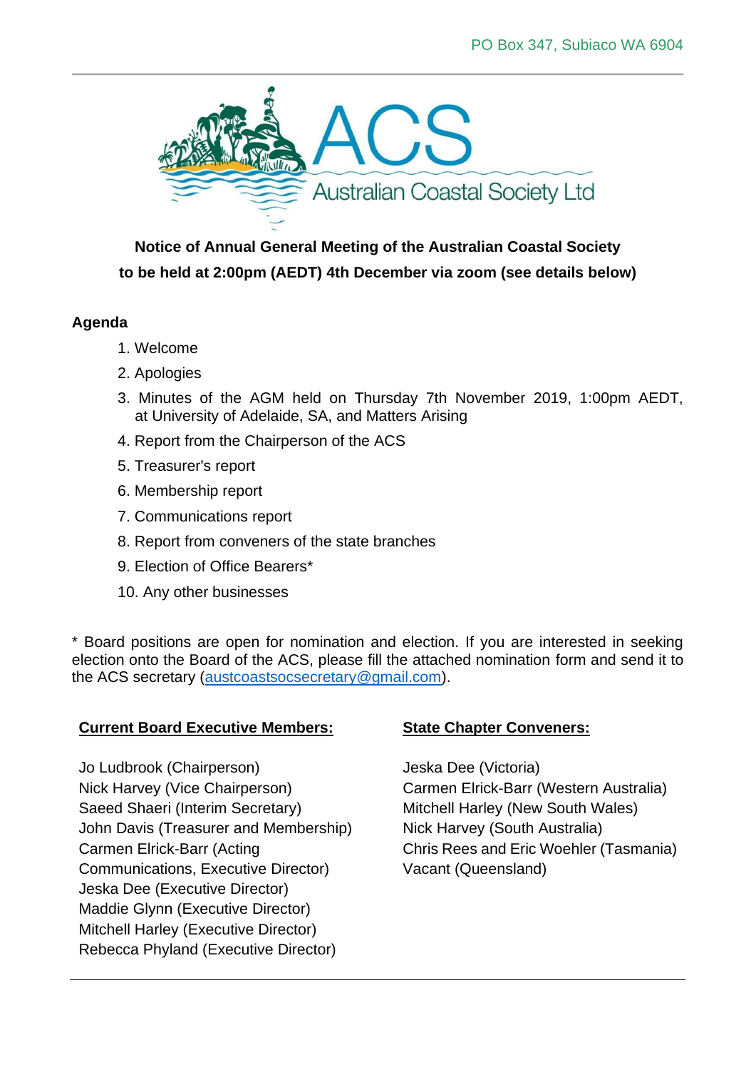PO Box 347, Subiaco WA 6904

ACS

Australian Coastal Society Ltd

**Notice of Annual General Meeting of the Australian Coastal Society to be held at 2:00pm (AEDT) 4th December via zoom (see details below)**

**Agenda**

1. Welcome
2. Apologies
3. Minutes of the AGM held on Thursday 7th November 2019, 1:00pm AEDT, at University of Adelaide, SA, and Matters Arising
4. Report from the Chairperson of the ACS
5. Treasurer's report
6. Membership report
7. Communications report
8. Report from conveners of the state branches
9. Election of Office Bearers*
10. Any other businesses

* Board positions are open for nomination and election. If you are interested in seeking election onto the Board of the ACS, please fill the attached nomination form and send it to the ACS secretary (austcoastsocsecretary@gmail.com).

**Current Board Executive Members:**

Jo Ludbrook (Chairperson)
Nick Harvey (Vice Chairperson)
Saeed Shaeri (Interim Secretary)
John Davis (Treasurer and Membership)
Carmen Elrick-Barr (Acting Communications, Executive Director)
Jeska Dee (Executive Director)
Maddie Glynn (Executive Director)
Mitchell Harley (Executive Director)
Rebecca Phyland (Executive Director)

**State Chapter Conveners:**

Jeska Dee (Victoria)
Carmen Elrick-Barr (Western Australia)
Mitchell Harley (New South Wales)
Nick Harvey (South Australia)
Chris Rees and Eric Woehler (Tasmania)
Vacant (Queensland)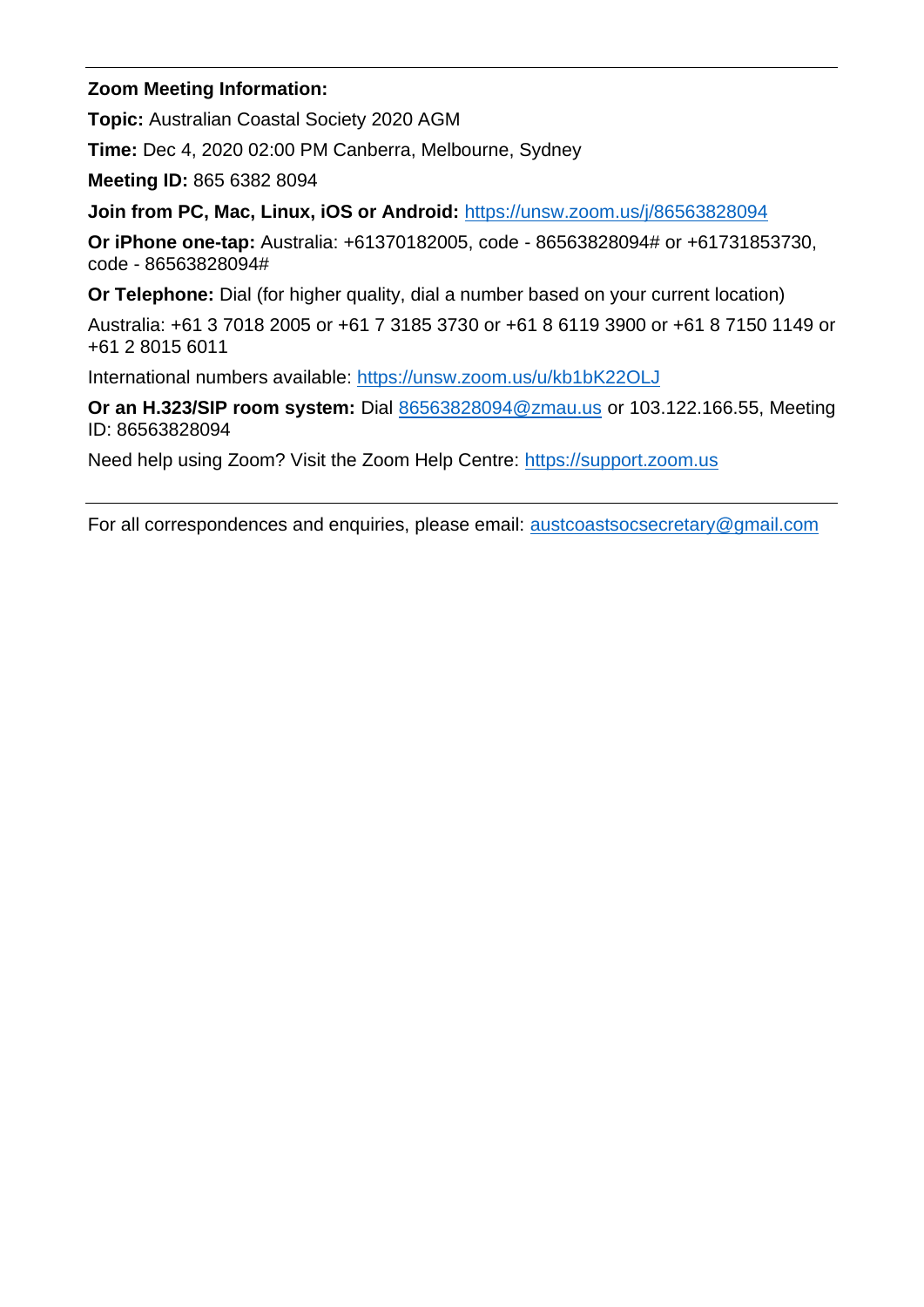---

**Zoom Meeting Information:**

**Topic:** Australian Coastal Society 2020 AGM

**Time:** Dec 4, 2020 02:00 PM Canberra, Melbourne, Sydney

**Meeting ID:** 865 6382 8094

**Join from PC, Mac, Linux, iOS or Android:** https://unsw.zoom.us/j/86563828094

**Or iPhone one-tap:** Australia: +61370182005, code - 86563828094# or +61731853730, code - 86563828094#

**Or Telephone:** Dial (for higher quality, dial a number based on your current location)

Australia: +61 3 7018 2005 or +61 7 3185 3730 or +61 8 6119 3900 or +61 8 7150 1149 or +61 2 8015 6011

International numbers available: https://unsw.zoom.us/u/kb1bK22OLJ

**Or an H.323/SIP room system:** Dial 86563828094@zmau.us or 103.122.166.55, Meeting ID: 86563828094

Need help using Zoom? Visit the Zoom Help Centre: https://support.zoom.us

---

For all correspondences and enquiries, please email: austcoastsocsecretary@gmail.com